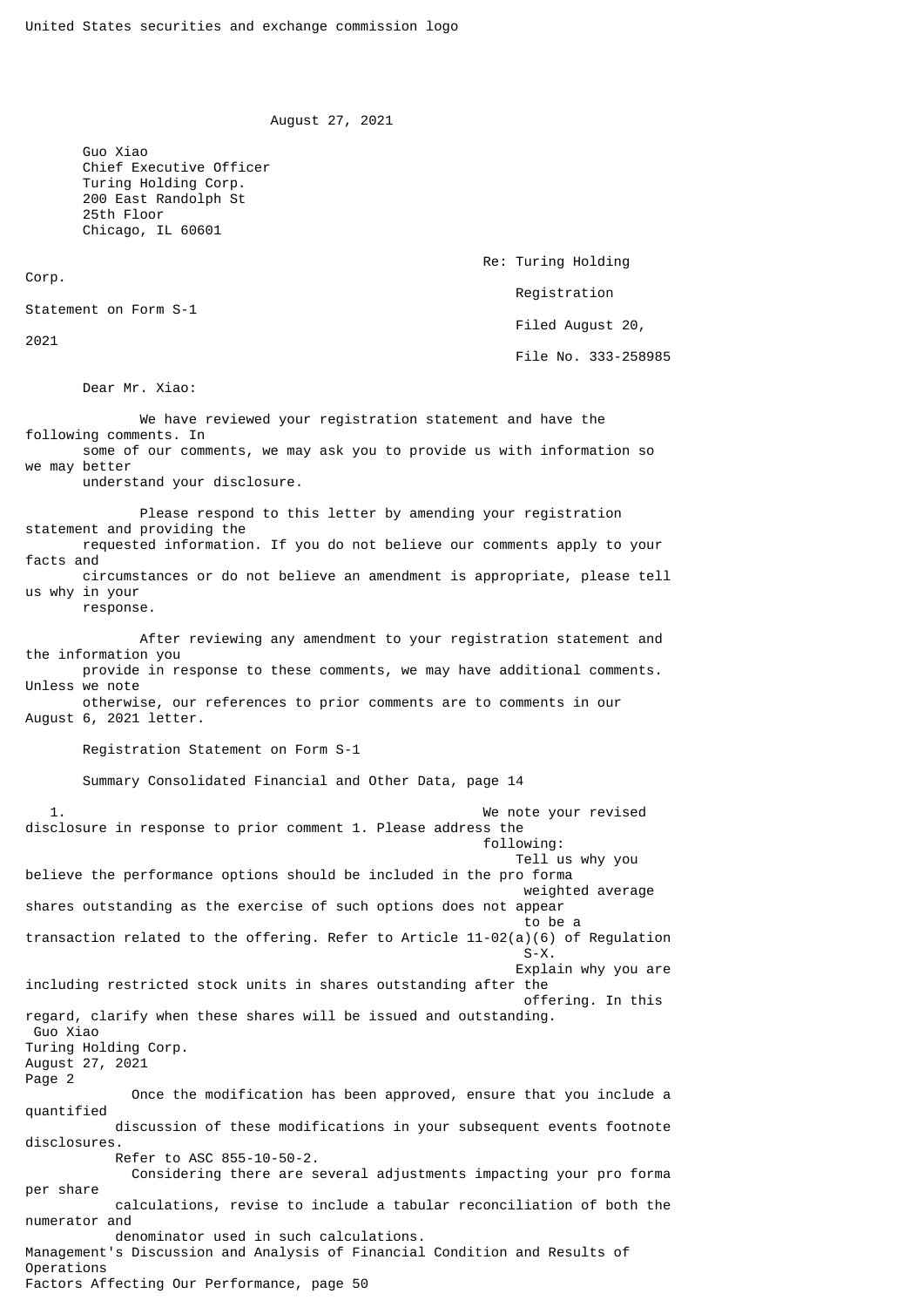United States securities and exchange commission logo

August 27, 2021

Guo Xiao
Chief Executive Officer
Turing Holding Corp.
200 East Randolph St
25th Floor
Chicago, IL 60601

Re: Turing Holding Corp.
Registration Statement on Form S-1
Filed August 20, 2021
File No. 333-258985

Dear Mr. Xiao:

We have reviewed your registration statement and have the following comments. In some of our comments, we may ask you to provide us with information so we may better understand your disclosure.

Please respond to this letter by amending your registration statement and providing the requested information. If you do not believe our comments apply to your facts and circumstances or do not believe an amendment is appropriate, please tell us why in your response.

After reviewing any amendment to your registration statement and the information you provide in response to these comments, we may have additional comments. Unless we note otherwise, our references to prior comments are to comments in our August 6, 2021 letter.

Registration Statement on Form S-1

Summary Consolidated Financial and Other Data, page 14

1. We note your revised disclosure in response to prior comment 1. Please address the following:
   - Tell us why you believe the performance options should be included in the pro forma weighted average shares outstanding as the exercise of such options does not appear to be a transaction related to the offering. Refer to Article 11-02(a)(6) of Regulation S-X.
   - Explain why you are including restricted stock units in shares outstanding after the offering. In this regard, clarify when these shares will be issued and outstanding.
   - Once the modification has been approved, ensure that you include a quantified discussion of these modifications in your subsequent events footnote disclosures. Refer to ASC 855-10-50-2.
   - Considering there are several adjustments impacting your pro forma per share calculations, revise to include a tabular reconciliation of both the numerator and denominator used in such calculations.

Management's Discussion and Analysis of Financial Condition and Results of Operations
Factors Affecting Our Performance, page 50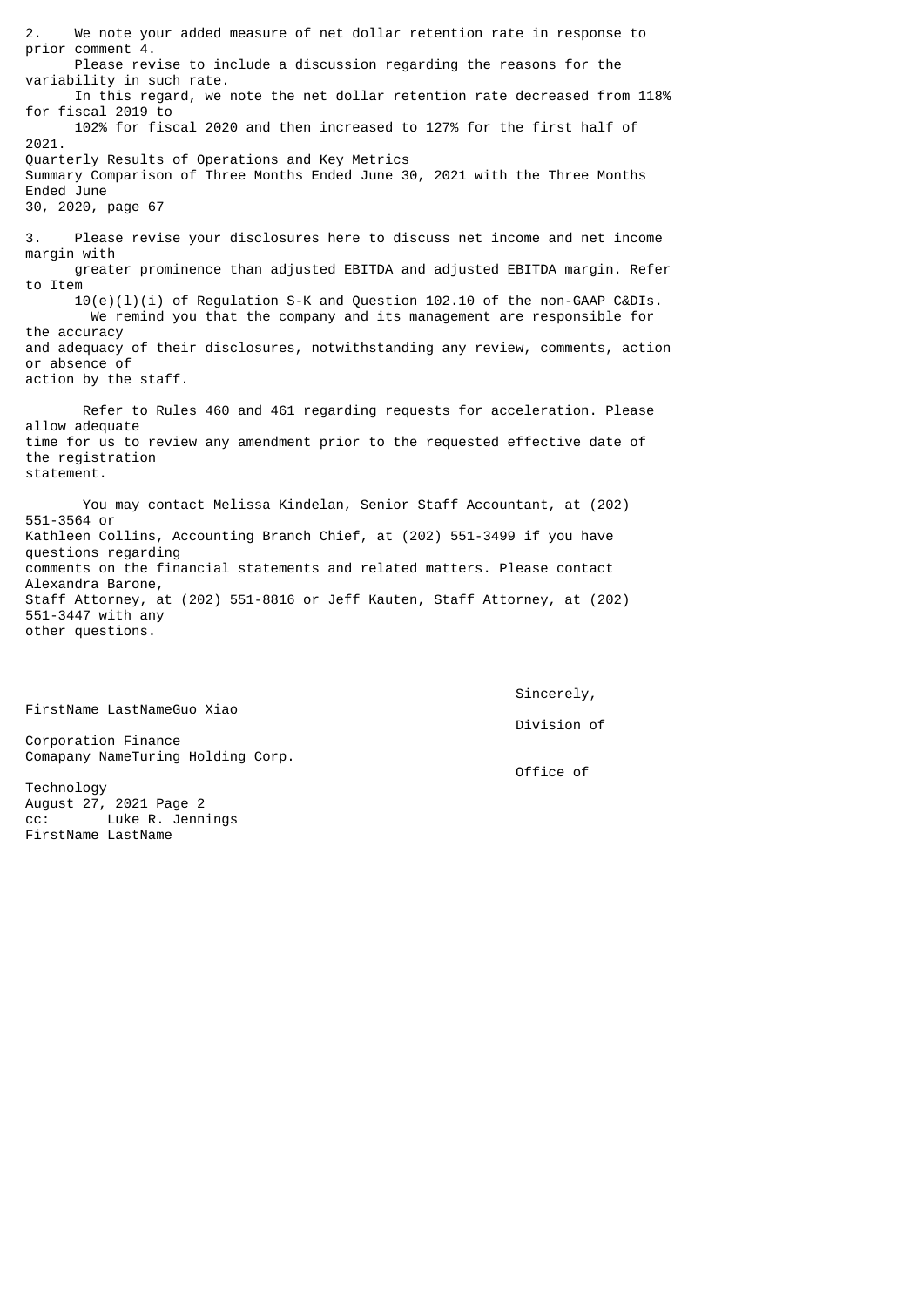2. We note your added measure of net dollar retention rate in response to prior comment 4. Please revise to include a discussion regarding the reasons for the variability in such rate. In this regard, we note the net dollar retention rate decreased from 118% for fiscal 2019 to 102% for fiscal 2020 and then increased to 127% for the first half of 2021.

Quarterly Results of Operations and Key Metrics
Summary Comparison of Three Months Ended June 30, 2021 with the Three Months Ended June 30, 2020, page 67

3. Please revise your disclosures here to discuss net income and net income margin with greater prominence than adjusted EBITDA and adjusted EBITDA margin. Refer to Item 10(e)(1)(i) of Regulation S-K and Question 102.10 of the non-GAAP C&DIs.

We remind you that the company and its management are responsible for the accuracy and adequacy of their disclosures, notwithstanding any review, comments, action or absence of action by the staff.

Refer to Rules 460 and 461 regarding requests for acceleration. Please allow adequate time for us to review any amendment prior to the requested effective date of the registration statement.

You may contact Melissa Kindelan, Senior Staff Accountant, at (202) 551-3564 or Kathleen Collins, Accounting Branch Chief, at (202) 551-3499 if you have questions regarding comments on the financial statements and related matters. Please contact Alexandra Barone, Staff Attorney, at (202) 551-8816 or Jeff Kauten, Staff Attorney, at (202) 551-3447 with any other questions.

Sincerely,

Division of Corporation Finance
Office of Technology

cc: Luke R. Jennings